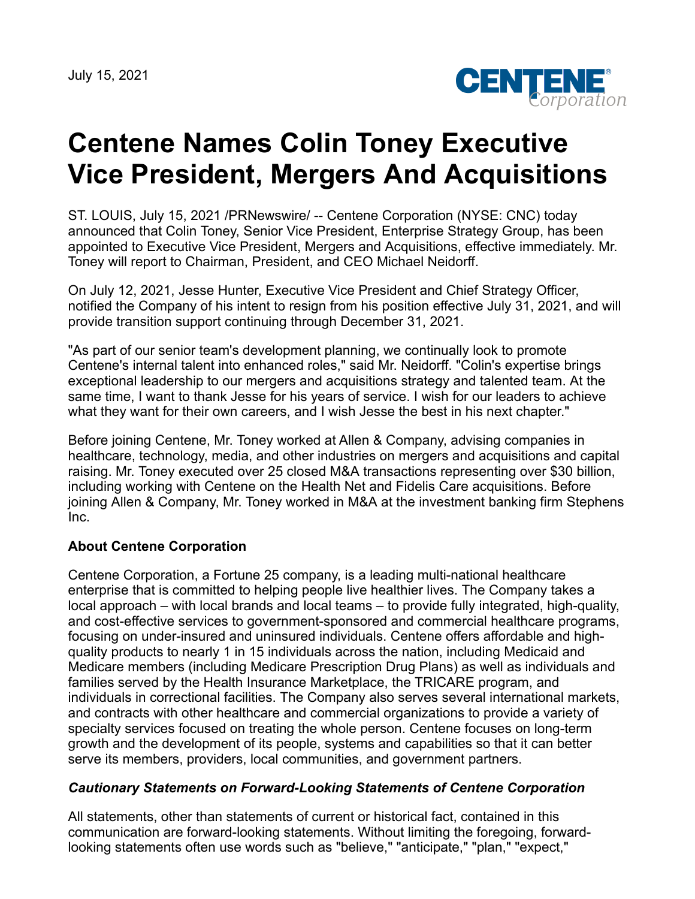July 15, 2021

# Centene Names Colin Toney Executive Vice President, Mergers And Acquisitions

ST. LOUIS, July 15, 2021 /PRNewswire/ -- Centene Corporation (NYSE: CNC) today announced that Colin Toney, Senior Vice President, Enterprise Strategy Group, has been appointed to Executive Vice President, Mergers and Acquisitions, effective immediately. Mr. Toney will report to Chairman, President, and CEO Michael Neidorff.

On July 12, 2021, Jesse Hunter, Executive Vice President and Chief Strategy Officer, notified the Company of his intent to resign from his position effective July 31, 2021, and will provide transition support continuing through December 31, 2021.

"As part of our senior team's development planning, we continually look to promote Centene's internal talent into enhanced roles," said Mr. Neidorff. "Colin's expertise brings exceptional leadership to our mergers and acquisitions strategy and talented team. At the same time, I want to thank Jesse for his years of service. I wish for our leaders to achieve what they want for their own careers, and I wish Jesse the best in his next chapter."

Before joining Centene, Mr. Toney worked at Allen & Company, advising companies in healthcare, technology, media, and other industries on mergers and acquisitions and capital raising. Mr. Toney executed over 25 closed M&A transactions representing over $30 billion, including working with Centene on the Health Net and Fidelis Care acquisitions. Before joining Allen & Company, Mr. Toney worked in M&A at the investment banking firm Stephens Inc.

**About Centene Corporation**

Centene Corporation, a Fortune 25 company, is a leading multi-national healthcare enterprise that is committed to helping people live healthier lives. The Company takes a local approach – with local brands and local teams – to provide fully integrated, high-quality, and cost-effective services to government-sponsored and commercial healthcare programs, focusing on under-insured and uninsured individuals. Centene offers affordable and high-quality products to nearly 1 in 15 individuals across the nation, including Medicaid and Medicare members (including Medicare Prescription Drug Plans) as well as individuals and families served by the Health Insurance Marketplace, the TRICARE program, and individuals in correctional facilities. The Company also serves several international markets, and contracts with other healthcare and commercial organizations to provide a variety of specialty services focused on treating the whole person. Centene focuses on long-term growth and the development of its people, systems and capabilities so that it can better serve its members, providers, local communities, and government partners.

***Cautionary Statements on Forward-Looking Statements of Centene Corporation***

All statements, other than statements of current or historical fact, contained in this communication are forward-looking statements. Without limiting the foregoing, forward-looking statements often use words such as "believe," "anticipate," "plan," "expect,"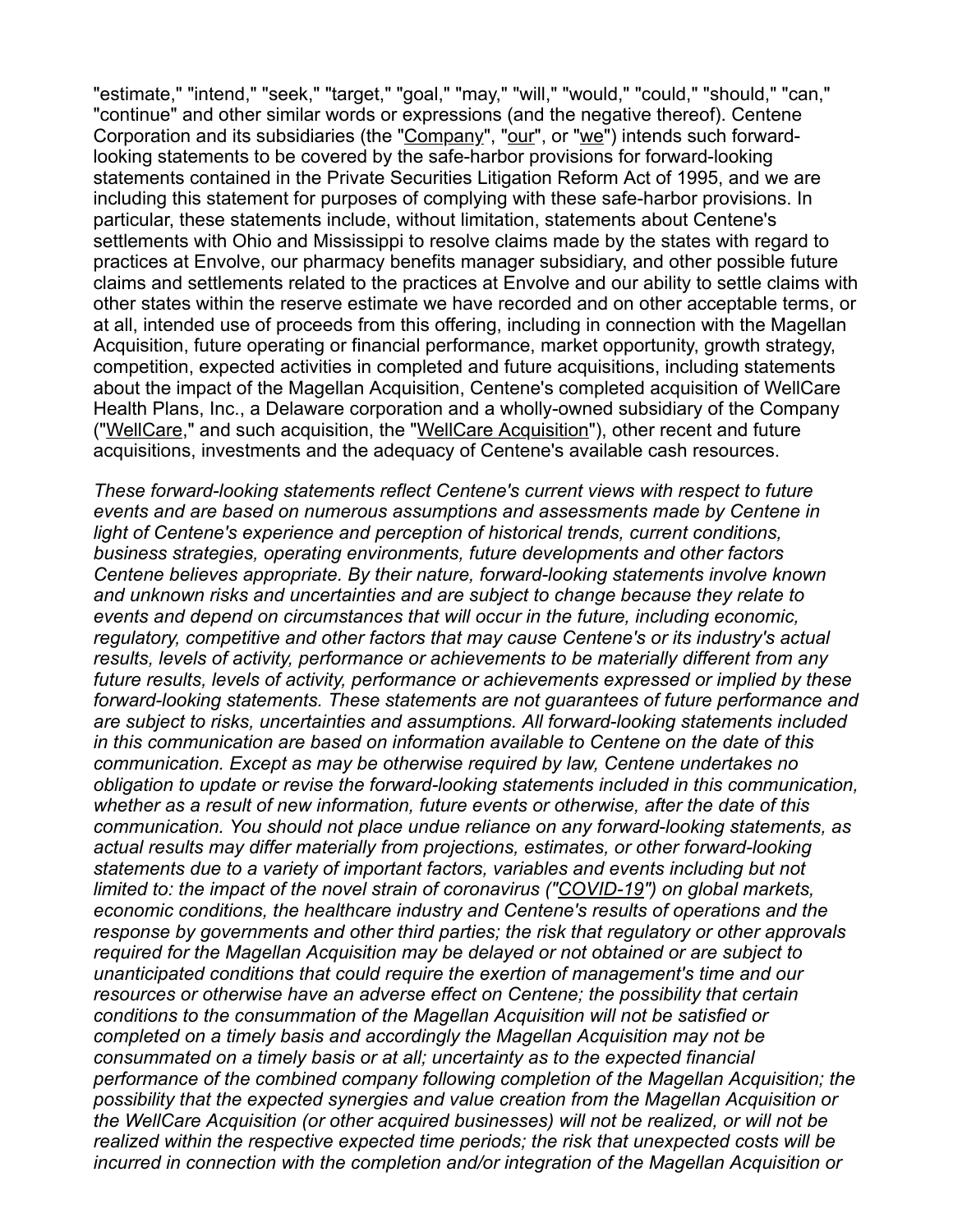"estimate," "intend," "seek," "target," "goal," "may," "will," "would," "could," "should," "can," "continue" and other similar words or expressions (and the negative thereof). Centene Corporation and its subsidiaries (the "Company", "our", or "we") intends such forward-looking statements to be covered by the safe-harbor provisions for forward-looking statements contained in the Private Securities Litigation Reform Act of 1995, and we are including this statement for purposes of complying with these safe-harbor provisions. In particular, these statements include, without limitation, statements about Centene's settlements with Ohio and Mississippi to resolve claims made by the states with regard to practices at Envolve, our pharmacy benefits manager subsidiary, and other possible future claims and settlements related to the practices at Envolve and our ability to settle claims with other states within the reserve estimate we have recorded and on other acceptable terms, or at all, intended use of proceeds from this offering, including in connection with the Magellan Acquisition, future operating or financial performance, market opportunity, growth strategy, competition, expected activities in completed and future acquisitions, including statements about the impact of the Magellan Acquisition, Centene's completed acquisition of WellCare Health Plans, Inc., a Delaware corporation and a wholly-owned subsidiary of the Company ("WellCare," and such acquisition, the "WellCare Acquisition"), other recent and future acquisitions, investments and the adequacy of Centene's available cash resources.

*These forward-looking statements reflect Centene's current views with respect to future events and are based on numerous assumptions and assessments made by Centene in light of Centene's experience and perception of historical trends, current conditions, business strategies, operating environments, future developments and other factors Centene believes appropriate. By their nature, forward-looking statements involve known and unknown risks and uncertainties and are subject to change because they relate to events and depend on circumstances that will occur in the future, including economic, regulatory, competitive and other factors that may cause Centene's or its industry's actual results, levels of activity, performance or achievements to be materially different from any future results, levels of activity, performance or achievements expressed or implied by these forward-looking statements. These statements are not guarantees of future performance and are subject to risks, uncertainties and assumptions. All forward-looking statements included in this communication are based on information available to Centene on the date of this communication. Except as may be otherwise required by law, Centene undertakes no obligation to update or revise the forward-looking statements included in this communication, whether as a result of new information, future events or otherwise, after the date of this communication. You should not place undue reliance on any forward-looking statements, as actual results may differ materially from projections, estimates, or other forward-looking statements due to a variety of important factors, variables and events including but not limited to: the impact of the novel strain of coronavirus ("COVID-19") on global markets, economic conditions, the healthcare industry and Centene's results of operations and the response by governments and other third parties; the risk that regulatory or other approvals required for the Magellan Acquisition may be delayed or not obtained or are subject to unanticipated conditions that could require the exertion of management's time and our resources or otherwise have an adverse effect on Centene; the possibility that certain conditions to the consummation of the Magellan Acquisition will not be satisfied or completed on a timely basis and accordingly the Magellan Acquisition may not be consummated on a timely basis or at all; uncertainty as to the expected financial performance of the combined company following completion of the Magellan Acquisition; the possibility that the expected synergies and value creation from the Magellan Acquisition or the WellCare Acquisition (or other acquired businesses) will not be realized, or will not be realized within the respective expected time periods; the risk that unexpected costs will be incurred in connection with the completion and/or integration of the Magellan Acquisition or*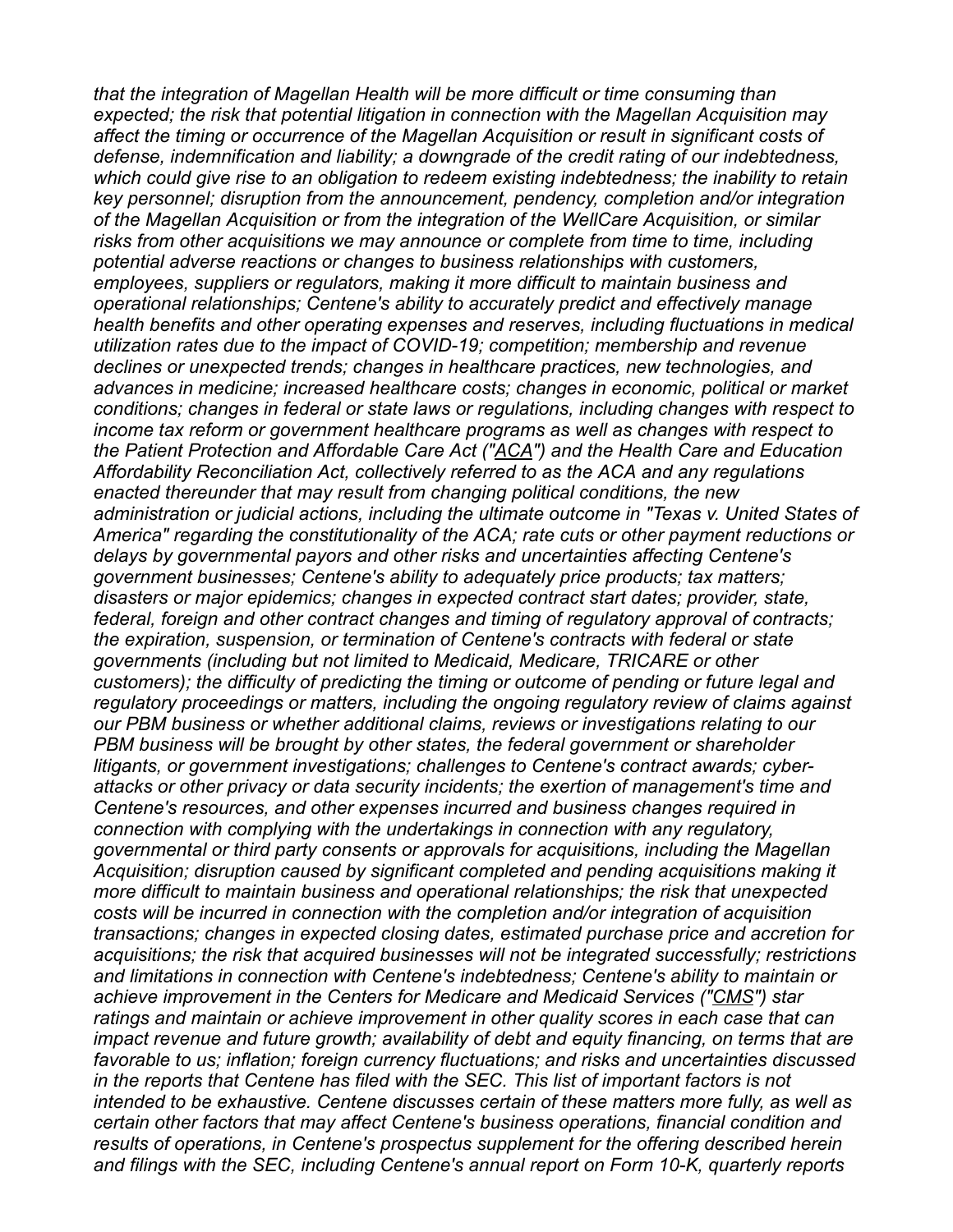*that the integration of Magellan Health will be more difficult or time consuming than expected; the risk that potential litigation in connection with the Magellan Acquisition may affect the timing or occurrence of the Magellan Acquisition or result in significant costs of defense, indemnification and liability; a downgrade of the credit rating of our indebtedness, which could give rise to an obligation to redeem existing indebtedness; the inability to retain key personnel; disruption from the announcement, pendency, completion and/or integration of the Magellan Acquisition or from the integration of the WellCare Acquisition, or similar risks from other acquisitions we may announce or complete from time to time, including potential adverse reactions or changes to business relationships with customers, employees, suppliers or regulators, making it more difficult to maintain business and operational relationships; Centene's ability to accurately predict and effectively manage health benefits and other operating expenses and reserves, including fluctuations in medical utilization rates due to the impact of COVID-19; competition; membership and revenue declines or unexpected trends; changes in healthcare practices, new technologies, and advances in medicine; increased healthcare costs; changes in economic, political or market conditions; changes in federal or state laws or regulations, including changes with respect to income tax reform or government healthcare programs as well as changes with respect to the Patient Protection and Affordable Care Act ("ACA") and the Health Care and Education Affordability Reconciliation Act, collectively referred to as the ACA and any regulations enacted thereunder that may result from changing political conditions, the new administration or judicial actions, including the ultimate outcome in "Texas v. United States of America" regarding the constitutionality of the ACA; rate cuts or other payment reductions or delays by governmental payors and other risks and uncertainties affecting Centene's government businesses; Centene's ability to adequately price products; tax matters; disasters or major epidemics; changes in expected contract start dates; provider, state, federal, foreign and other contract changes and timing of regulatory approval of contracts; the expiration, suspension, or termination of Centene's contracts with federal or state governments (including but not limited to Medicaid, Medicare, TRICARE or other customers); the difficulty of predicting the timing or outcome of pending or future legal and regulatory proceedings or matters, including the ongoing regulatory review of claims against our PBM business or whether additional claims, reviews or investigations relating to our PBM business will be brought by other states, the federal government or shareholder litigants, or government investigations; challenges to Centene's contract awards; cyber-attacks or other privacy or data security incidents; the exertion of management's time and Centene's resources, and other expenses incurred and business changes required in connection with complying with the undertakings in connection with any regulatory, governmental or third party consents or approvals for acquisitions, including the Magellan Acquisition; disruption caused by significant completed and pending acquisitions making it more difficult to maintain business and operational relationships; the risk that unexpected costs will be incurred in connection with the completion and/or integration of acquisition transactions; changes in expected closing dates, estimated purchase price and accretion for acquisitions; the risk that acquired businesses will not be integrated successfully; restrictions and limitations in connection with Centene's indebtedness; Centene's ability to maintain or achieve improvement in the Centers for Medicare and Medicaid Services ("CMS") star ratings and maintain or achieve improvement in other quality scores in each case that can impact revenue and future growth; availability of debt and equity financing, on terms that are favorable to us; inflation; foreign currency fluctuations; and risks and uncertainties discussed in the reports that Centene has filed with the SEC. This list of important factors is not intended to be exhaustive. Centene discusses certain of these matters more fully, as well as certain other factors that may affect Centene's business operations, financial condition and results of operations, in Centene's prospectus supplement for the offering described herein and filings with the SEC, including Centene's annual report on Form 10-K, quarterly reports*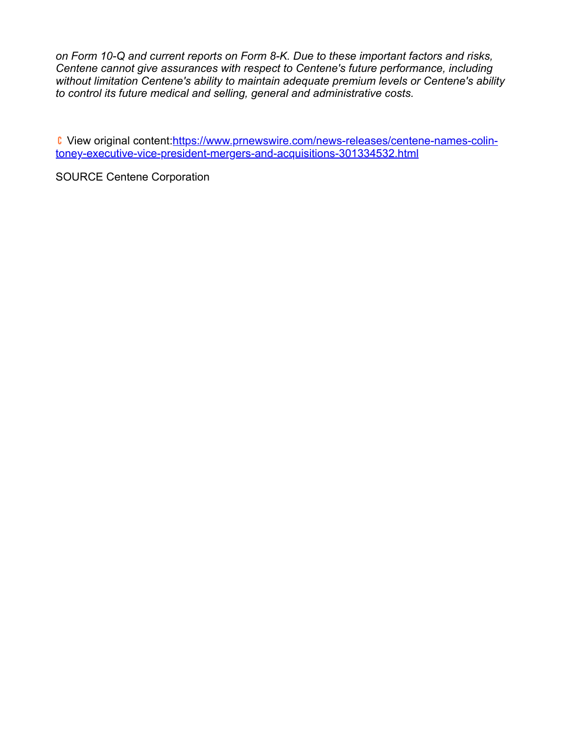*on Form 10-Q and current reports on Form 8-K. Due to these important factors and risks, Centene cannot give assurances with respect to Centene's future performance, including without limitation Centene's ability to maintain adequate premium levels or Centene's ability to control its future medical and selling, general and administrative costs.*

View original content:[https://www.prnewswire.com/news-releases/centene-names-colin-toney-executive-vice-president-mergers-and-acquisitions-301334532.html](https://www.prnewswire.com/news-releases/centene-names-colin-toney-executive-vice-president-mergers-and-acquisitions-301334532.html)

SOURCE Centene Corporation